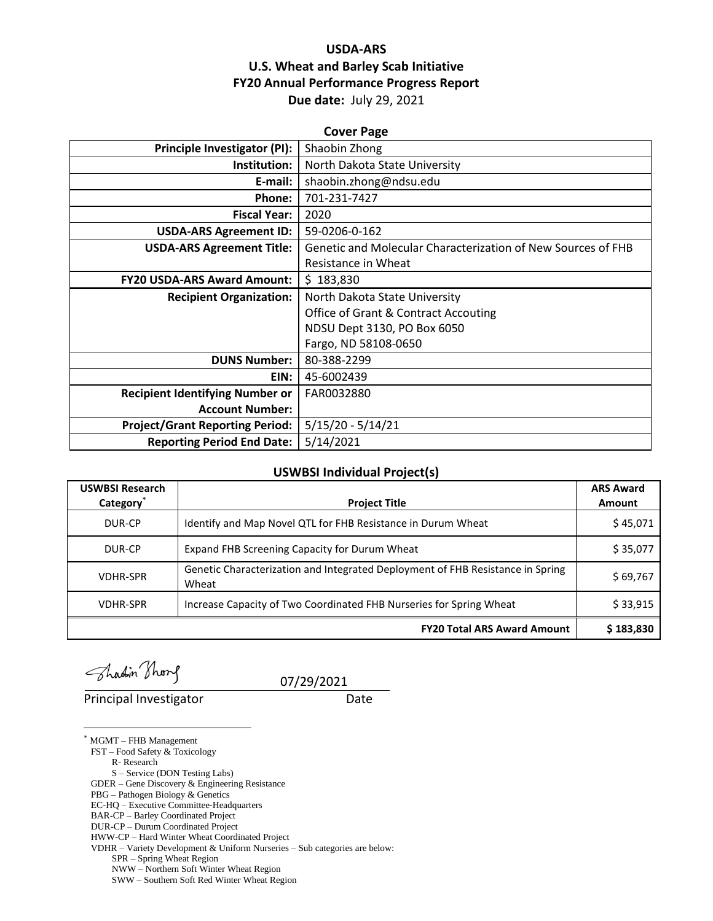# USDA-ARS
# U.S. Wheat and Barley Scab Initiative
# FY20 Annual Performance Progress Report

**Due date:** July 29, 2021

## Cover Page

| | |
|---|---|
| **Principle Investigator (PI):** | Shaobin Zhong |
| **Institution:** | North Dakota State University |
| **E-mail:** | shaobin.zhong@ndsu.edu |
| **Phone:** | 701-231-7427 |
| **Fiscal Year:** | 2020 |
| **USDA-ARS Agreement ID:** | 59-0206-0-162 |
| **USDA-ARS Agreement Title:** | Genetic and Molecular Characterization of New Sources of FHB Resistance in Wheat |
| **FY20 USDA-ARS Award Amount:** | $ 183,830 |
| **Recipient Organization:** | North Dakota State University<br>Office of Grant & Contract Accouting<br>NDSU Dept 3130, PO Box 6050<br>Fargo, ND 58108-0650 |
| **DUNS Number:** | 80-388-2299 |
| **EIN:** | 45-6002439 |
| **Recipient Identifying Number or Account Number:** | FAR0032880 |
| **Project/Grant Reporting Period:** | 5/15/20 - 5/14/21 |
| **Reporting Period End Date:** | 5/14/2021 |

## USWBSI Individual Project(s)

| USWBSI Research Category* | Project Title | ARS Award Amount |
|---|---|---|
| DUR-CP | Identify and Map Novel QTL for FHB Resistance in Durum Wheat | $ 45,071 |
| DUR-CP | Expand FHB Screening Capacity for Durum Wheat | $ 35,077 |
| VDHR-SPR | Genetic Characterization and Integrated Deployment of FHB Resistance in Spring Wheat | $ 69,767 |
| VDHR-SPR | Increase Capacity of Two Coordinated FHB Nurseries for Spring Wheat | $ 33,915 |
| | **FY20 Total ARS Award Amount** | **$ 183,830** |

Shaobin Zhong 07/29/2021

Principal Investigator Date

\* MGMT – FHB Management
FST – Food Safety & Toxicology
R- Research
S – Service (DON Testing Labs)
GDER – Gene Discovery & Engineering Resistance
PBG – Pathogen Biology & Genetics
EC-HQ – Executive Committee-Headquarters
BAR-CP – Barley Coordinated Project
DUR-CP – Durum Coordinated Project
HWW-CP – Hard Winter Wheat Coordinated Project
VDHR – Variety Development & Uniform Nurseries – Sub categories are below:
SPR – Spring Wheat Region
NWW – Northern Soft Winter Wheat Region
SWW – Southern Soft Red Winter Wheat Region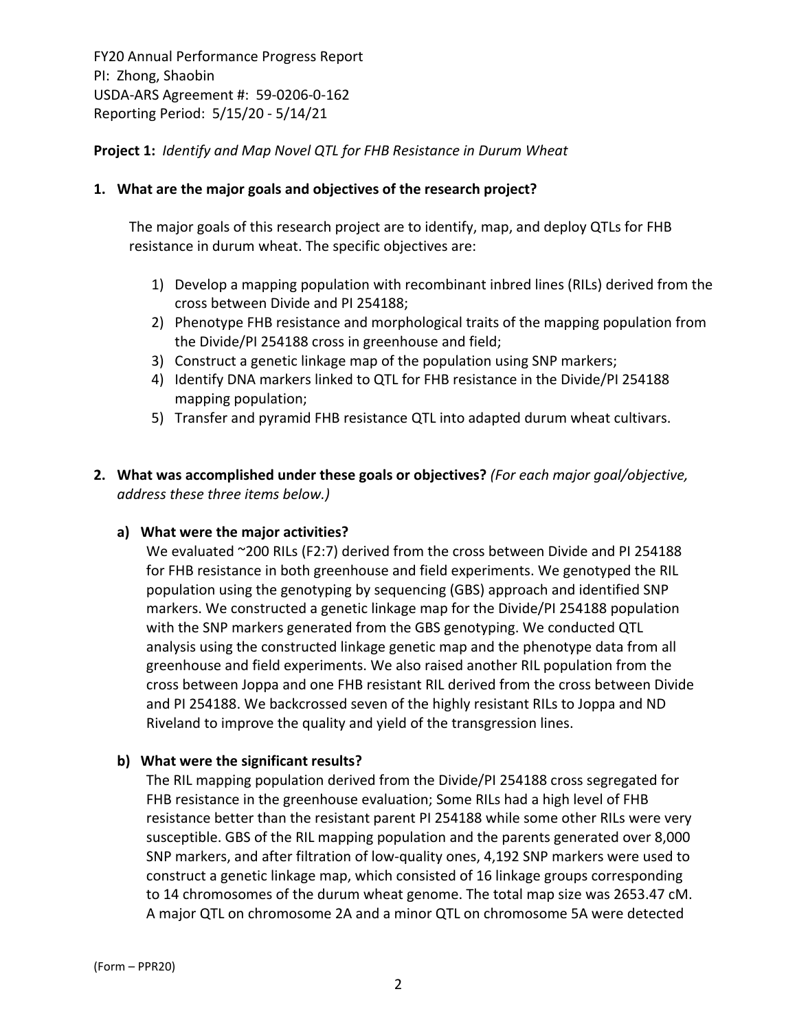FY20 Annual Performance Progress Report
PI: Zhong, Shaobin
USDA-ARS Agreement #: 59-0206-0-162
Reporting Period: 5/15/20 - 5/14/21

**Project 1:** *Identify and Map Novel QTL for FHB Resistance in Durum Wheat*

**1. What are the major goals and objectives of the research project?**

The major goals of this research project are to identify, map, and deploy QTLs for FHB resistance in durum wheat. The specific objectives are:

1) Develop a mapping population with recombinant inbred lines (RILs) derived from the cross between Divide and PI 254188;
2) Phenotype FHB resistance and morphological traits of the mapping population from the Divide/PI 254188 cross in greenhouse and field;
3) Construct a genetic linkage map of the population using SNP markers;
4) Identify DNA markers linked to QTL for FHB resistance in the Divide/PI 254188 mapping population;
5) Transfer and pyramid FHB resistance QTL into adapted durum wheat cultivars.

**2. What was accomplished under these goals or objectives?** *(For each major goal/objective, address these three items below.)*

**a) What were the major activities?**

We evaluated ~200 RILs (F2:7) derived from the cross between Divide and PI 254188 for FHB resistance in both greenhouse and field experiments. We genotyped the RIL population using the genotyping by sequencing (GBS) approach and identified SNP markers. We constructed a genetic linkage map for the Divide/PI 254188 population with the SNP markers generated from the GBS genotyping. We conducted QTL analysis using the constructed linkage genetic map and the phenotype data from all greenhouse and field experiments. We also raised another RIL population from the cross between Joppa and one FHB resistant RIL derived from the cross between Divide and PI 254188. We backcrossed seven of the highly resistant RILs to Joppa and ND Riveland to improve the quality and yield of the transgression lines.

**b) What were the significant results?**

The RIL mapping population derived from the Divide/PI 254188 cross segregated for FHB resistance in the greenhouse evaluation; Some RILs had a high level of FHB resistance better than the resistant parent PI 254188 while some other RILs were very susceptible. GBS of the RIL mapping population and the parents generated over 8,000 SNP markers, and after filtration of low-quality ones, 4,192 SNP markers were used to construct a genetic linkage map, which consisted of 16 linkage groups corresponding to 14 chromosomes of the durum wheat genome. The total map size was 2653.47 cM. A major QTL on chromosome 2A and a minor QTL on chromosome 5A were detected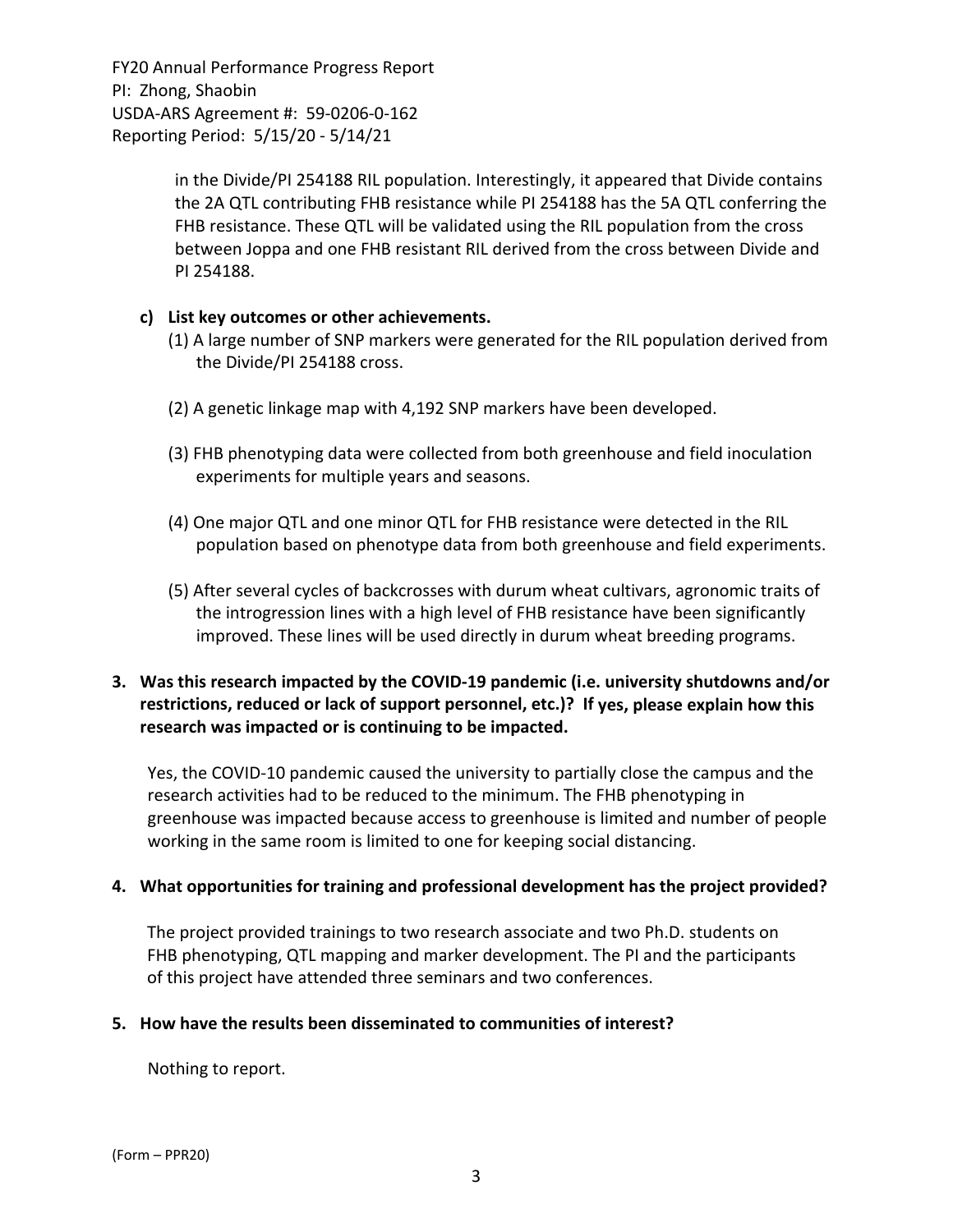in the Divide/PI 254188 RIL population. Interestingly, it appeared that Divide contains the 2A QTL contributing FHB resistance while PI 254188 has the 5A QTL conferring the FHB resistance. These QTL will be validated using the RIL population from the cross between Joppa and one FHB resistant RIL derived from the cross between Divide and PI 254188.

**c) List key outcomes or other achievements.**

(1) A large number of SNP markers were generated for the RIL population derived from the Divide/PI 254188 cross.

(2) A genetic linkage map with 4,192 SNP markers have been developed.

(3) FHB phenotyping data were collected from both greenhouse and field inoculation experiments for multiple years and seasons.

(4) One major QTL and one minor QTL for FHB resistance were detected in the RIL population based on phenotype data from both greenhouse and field experiments.

(5) After several cycles of backcrosses with durum wheat cultivars, agronomic traits of the introgression lines with a high level of FHB resistance have been significantly improved. These lines will be used directly in durum wheat breeding programs.

**3. Was this research impacted by the COVID-19 pandemic (i.e. university shutdowns and/or restrictions, reduced or lack of support personnel, etc.)? If yes, please explain how this research was impacted or is continuing to be impacted.**

Yes, the COVID-10 pandemic caused the university to partially close the campus and the research activities had to be reduced to the minimum. The FHB phenotyping in greenhouse was impacted because access to greenhouse is limited and number of people working in the same room is limited to one for keeping social distancing.

**4. What opportunities for training and professional development has the project provided?**

The project provided trainings to two research associate and two Ph.D. students on FHB phenotyping, QTL mapping and marker development. The PI and the participants of this project have attended three seminars and two conferences.

**5. How have the results been disseminated to communities of interest?**

Nothing to report.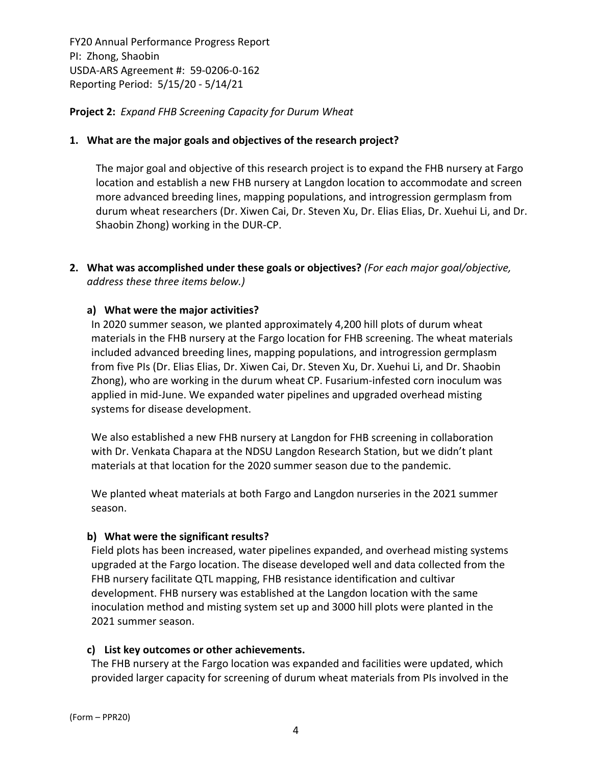FY20 Annual Performance Progress Report
PI: Zhong, Shaobin
USDA-ARS Agreement #: 59-0206-0-162
Reporting Period: 5/15/20 - 5/14/21

**Project 2:** *Expand FHB Screening Capacity for Durum Wheat*

**1. What are the major goals and objectives of the research project?**

The major goal and objective of this research project is to expand the FHB nursery at Fargo location and establish a new FHB nursery at Langdon location to accommodate and screen more advanced breeding lines, mapping populations, and introgression germplasm from durum wheat researchers (Dr. Xiwen Cai, Dr. Steven Xu, Dr. Elias Elias, Dr. Xuehui Li, and Dr. Shaobin Zhong) working in the DUR-CP.

**2. What was accomplished under these goals or objectives?** *(For each major goal/objective, address these three items below.)*

**a) What were the major activities?**

In 2020 summer season, we planted approximately 4,200 hill plots of durum wheat materials in the FHB nursery at the Fargo location for FHB screening. The wheat materials included advanced breeding lines, mapping populations, and introgression germplasm from five PIs (Dr. Elias Elias, Dr. Xiwen Cai, Dr. Steven Xu, Dr. Xuehui Li, and Dr. Shaobin Zhong), who are working in the durum wheat CP. Fusarium-infested corn inoculum was applied in mid-June. We expanded water pipelines and upgraded overhead misting systems for disease development.

We also established a new FHB nursery at Langdon for FHB screening in collaboration with Dr. Venkata Chapara at the NDSU Langdon Research Station, but we didn't plant materials at that location for the 2020 summer season due to the pandemic.

We planted wheat materials at both Fargo and Langdon nurseries in the 2021 summer season.

**b) What were the significant results?**

Field plots has been increased, water pipelines expanded, and overhead misting systems upgraded at the Fargo location. The disease developed well and data collected from the FHB nursery facilitate QTL mapping, FHB resistance identification and cultivar development. FHB nursery was established at the Langdon location with the same inoculation method and misting system set up and 3000 hill plots were planted in the 2021 summer season.

**c) List key outcomes or other achievements.**

The FHB nursery at the Fargo location was expanded and facilities were updated, which provided larger capacity for screening of durum wheat materials from PIs involved in the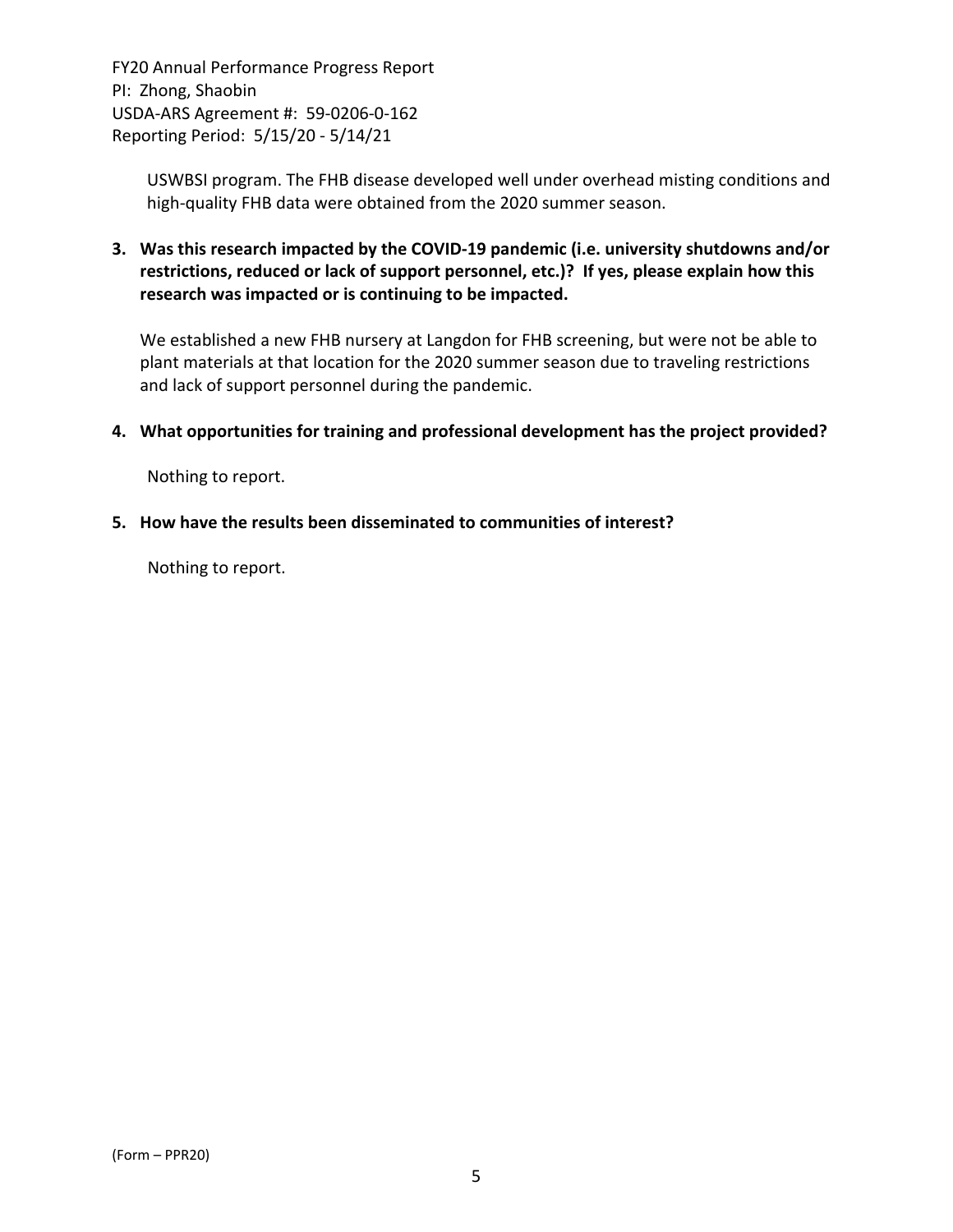USWBSI program. The FHB disease developed well under overhead misting conditions and high-quality FHB data were obtained from the 2020 summer season.

**3. Was this research impacted by the COVID-19 pandemic (i.e. university shutdowns and/or restrictions, reduced or lack of support personnel, etc.)? If yes, please explain how this research was impacted or is continuing to be impacted.**

We established a new FHB nursery at Langdon for FHB screening, but were not be able to plant materials at that location for the 2020 summer season due to traveling restrictions and lack of support personnel during the pandemic.

**4. What opportunities for training and professional development has the project provided?**

Nothing to report.

**5. How have the results been disseminated to communities of interest?**

Nothing to report.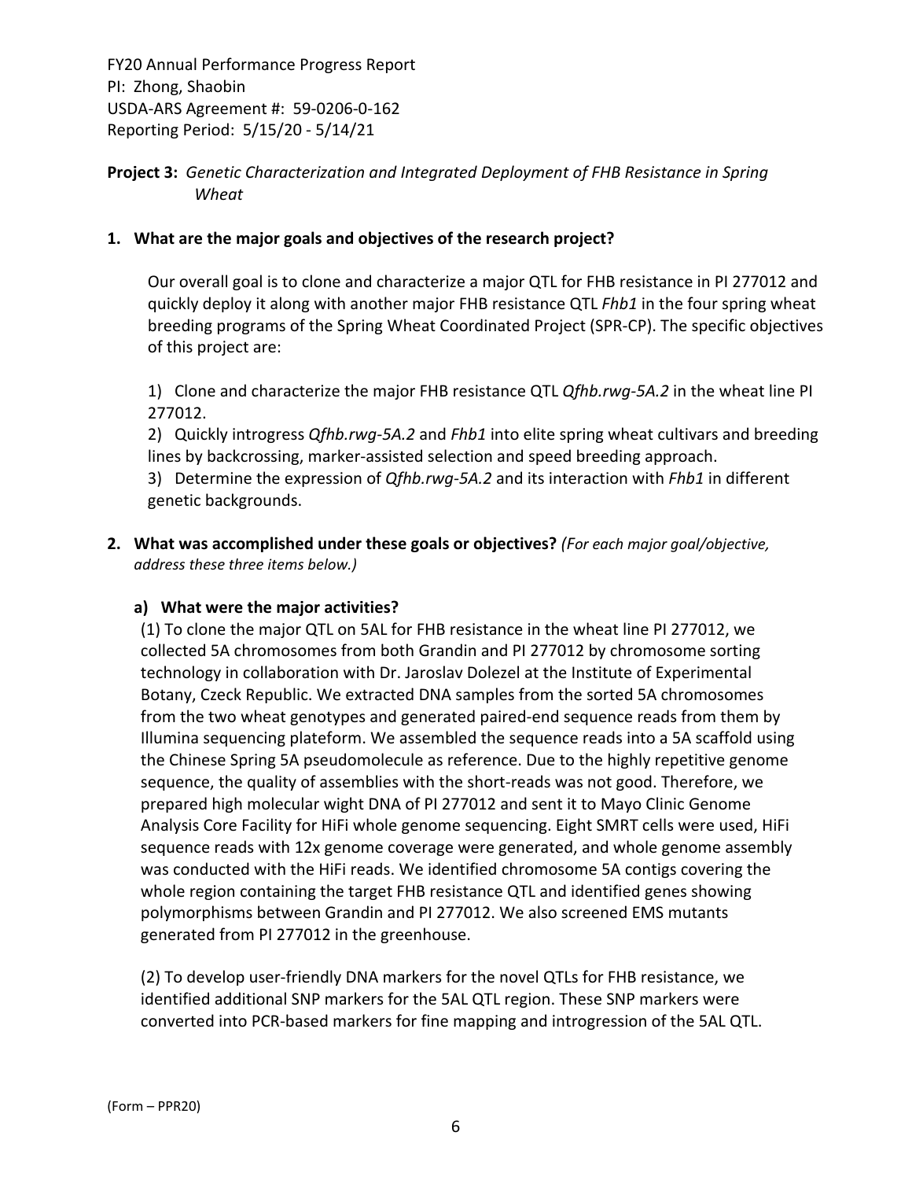FY20 Annual Performance Progress Report
PI: Zhong, Shaobin
USDA-ARS Agreement #: 59-0206-0-162
Reporting Period: 5/15/20 - 5/14/21

**Project 3:** *Genetic Characterization and Integrated Deployment of FHB Resistance in Spring Wheat*

**1. What are the major goals and objectives of the research project?**

Our overall goal is to clone and characterize a major QTL for FHB resistance in PI 277012 and quickly deploy it along with another major FHB resistance QTL *Fhb1* in the four spring wheat breeding programs of the Spring Wheat Coordinated Project (SPR-CP). The specific objectives of this project are:

1) Clone and characterize the major FHB resistance QTL *Qfhb.rwg-5A.2* in the wheat line PI 277012.
2) Quickly introgress *Qfhb.rwg-5A.2* and *Fhb1* into elite spring wheat cultivars and breeding lines by backcrossing, marker-assisted selection and speed breeding approach.
3) Determine the expression of *Qfhb.rwg-5A.2* and its interaction with *Fhb1* in different genetic backgrounds.

**2. What was accomplished under these goals or objectives?** *(For each major goal/objective, address these three items below.)*

**a) What were the major activities?**

(1) To clone the major QTL on 5AL for FHB resistance in the wheat line PI 277012, we collected 5A chromosomes from both Grandin and PI 277012 by chromosome sorting technology in collaboration with Dr. Jaroslav Dolezel at the Institute of Experimental Botany, Czeck Republic. We extracted DNA samples from the sorted 5A chromosomes from the two wheat genotypes and generated paired-end sequence reads from them by Illumina sequencing plateform. We assembled the sequence reads into a 5A scaffold using the Chinese Spring 5A pseudomolecule as reference. Due to the highly repetitive genome sequence, the quality of assemblies with the short-reads was not good. Therefore, we prepared high molecular wight DNA of PI 277012 and sent it to Mayo Clinic Genome Analysis Core Facility for HiFi whole genome sequencing. Eight SMRT cells were used, HiFi sequence reads with 12x genome coverage were generated, and whole genome assembly was conducted with the HiFi reads. We identified chromosome 5A contigs covering the whole region containing the target FHB resistance QTL and identified genes showing polymorphisms between Grandin and PI 277012. We also screened EMS mutants generated from PI 277012 in the greenhouse.

(2) To develop user-friendly DNA markers for the novel QTLs for FHB resistance, we identified additional SNP markers for the 5AL QTL region. These SNP markers were converted into PCR-based markers for fine mapping and introgression of the 5AL QTL.

(Form – PPR20)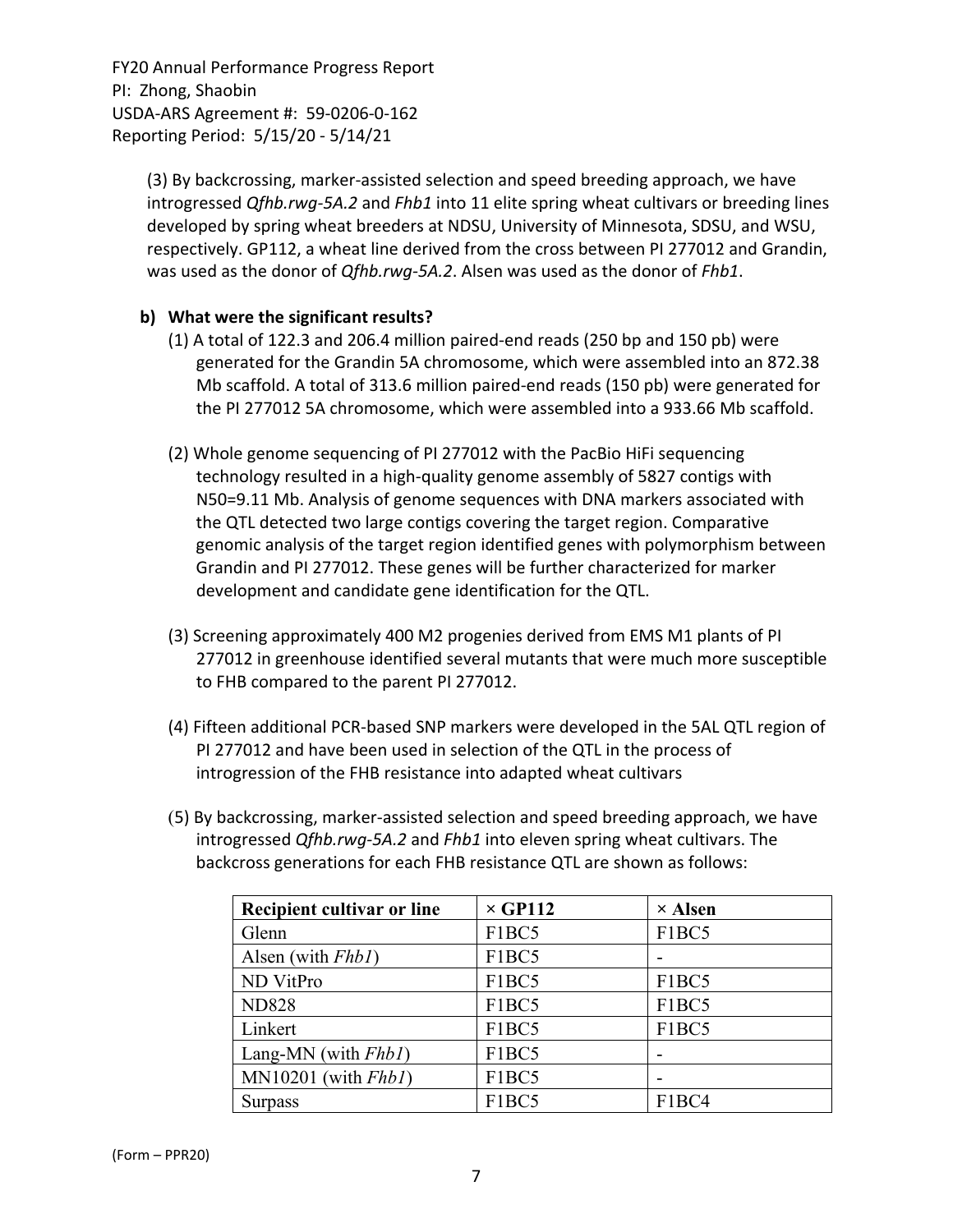(3) By backcrossing, marker-assisted selection and speed breeding approach, we have introgressed *Qfhb.rwg-5A.2* and *Fhb1* into 11 elite spring wheat cultivars or breeding lines developed by spring wheat breeders at NDSU, University of Minnesota, SDSU, and WSU, respectively. GP112, a wheat line derived from the cross between PI 277012 and Grandin, was used as the donor of *Qfhb.rwg-5A.2*. Alsen was used as the donor of *Fhb1*.

**b) What were the significant results?**

(1) A total of 122.3 and 206.4 million paired-end reads (250 bp and 150 pb) were generated for the Grandin 5A chromosome, which were assembled into an 872.38 Mb scaffold. A total of 313.6 million paired-end reads (150 pb) were generated for the PI 277012 5A chromosome, which were assembled into a 933.66 Mb scaffold.

(2) Whole genome sequencing of PI 277012 with the PacBio HiFi sequencing technology resulted in a high-quality genome assembly of 5827 contigs with N50=9.11 Mb. Analysis of genome sequences with DNA markers associated with the QTL detected two large contigs covering the target region. Comparative genomic analysis of the target region identified genes with polymorphism between Grandin and PI 277012. These genes will be further characterized for marker development and candidate gene identification for the QTL.

(3) Screening approximately 400 M2 progenies derived from EMS M1 plants of PI 277012 in greenhouse identified several mutants that were much more susceptible to FHB compared to the parent PI 277012.

(4) Fifteen additional PCR-based SNP markers were developed in the 5AL QTL region of PI 277012 and have been used in selection of the QTL in the process of introgression of the FHB resistance into adapted wheat cultivars

(5) By backcrossing, marker-assisted selection and speed breeding approach, we have introgressed *Qfhb.rwg-5A.2* and *Fhb1* into eleven spring wheat cultivars. The backcross generations for each FHB resistance QTL are shown as follows:

| Recipient cultivar or line | × GP112 | × Alsen |
|---|---|---|
| Glenn | F1BC5 | F1BC5 |
| Alsen (with *Fhb1*) | F1BC5 | - |
| ND VitPro | F1BC5 | F1BC5 |
| ND828 | F1BC5 | F1BC5 |
| Linkert | F1BC5 | F1BC5 |
| Lang-MN (with *Fhb1*) | F1BC5 | - |
| MN10201 (with *Fhb1*) | F1BC5 | - |
| Surpass | F1BC5 | F1BC4 |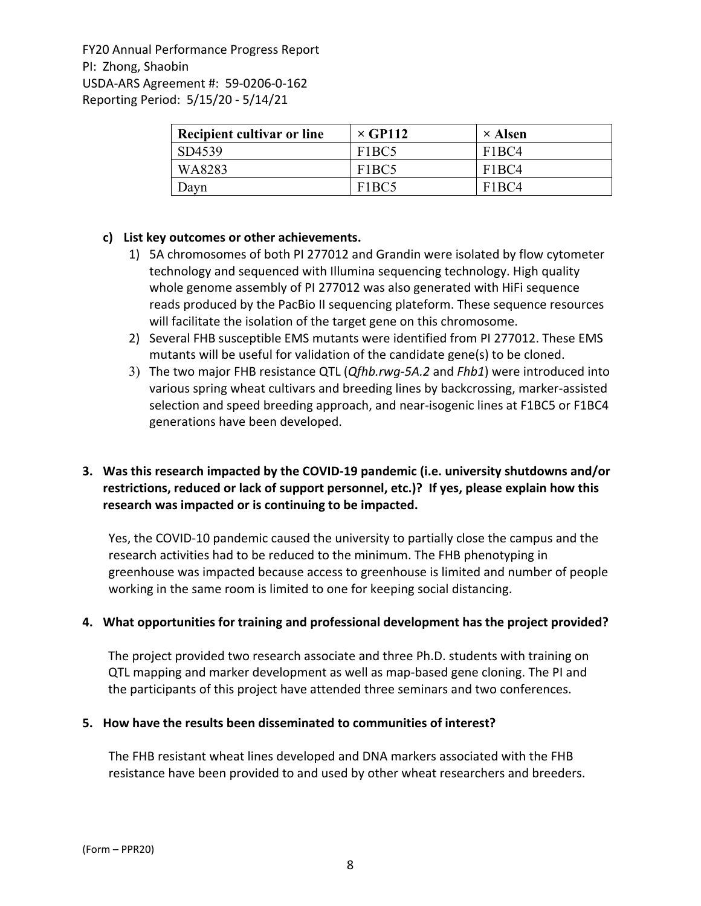| Recipient cultivar or line | × GP112 | × Alsen |
|---|---|---|
| SD4539 | F1BC5 | F1BC4 |
| WA8283 | F1BC5 | F1BC4 |
| Dayn | F1BC5 | F1BC4 |

**c) List key outcomes or other achievements.**

1) 5A chromosomes of both PI 277012 and Grandin were isolated by flow cytometer technology and sequenced with Illumina sequencing technology. High quality whole genome assembly of PI 277012 was also generated with HiFi sequence reads produced by the PacBio II sequencing plateform. These sequence resources will facilitate the isolation of the target gene on this chromosome.
2) Several FHB susceptible EMS mutants were identified from PI 277012. These EMS mutants will be useful for validation of the candidate gene(s) to be cloned.
3) The two major FHB resistance QTL (*Qfhb.rwg-5A.2* and *Fhb1*) were introduced into various spring wheat cultivars and breeding lines by backcrossing, marker-assisted selection and speed breeding approach, and near-isogenic lines at F1BC5 or F1BC4 generations have been developed.

**3. Was this research impacted by the COVID-19 pandemic (i.e. university shutdowns and/or restrictions, reduced or lack of support personnel, etc.)? If yes, please explain how this research was impacted or is continuing to be impacted.**

Yes, the COVID-10 pandemic caused the university to partially close the campus and the research activities had to be reduced to the minimum. The FHB phenotyping in greenhouse was impacted because access to greenhouse is limited and number of people working in the same room is limited to one for keeping social distancing.

**4. What opportunities for training and professional development has the project provided?**

The project provided two research associate and three Ph.D. students with training on QTL mapping and marker development as well as map-based gene cloning. The PI and the participants of this project have attended three seminars and two conferences.

**5. How have the results been disseminated to communities of interest?**

The FHB resistant wheat lines developed and DNA markers associated with the FHB resistance have been provided to and used by other wheat researchers and breeders.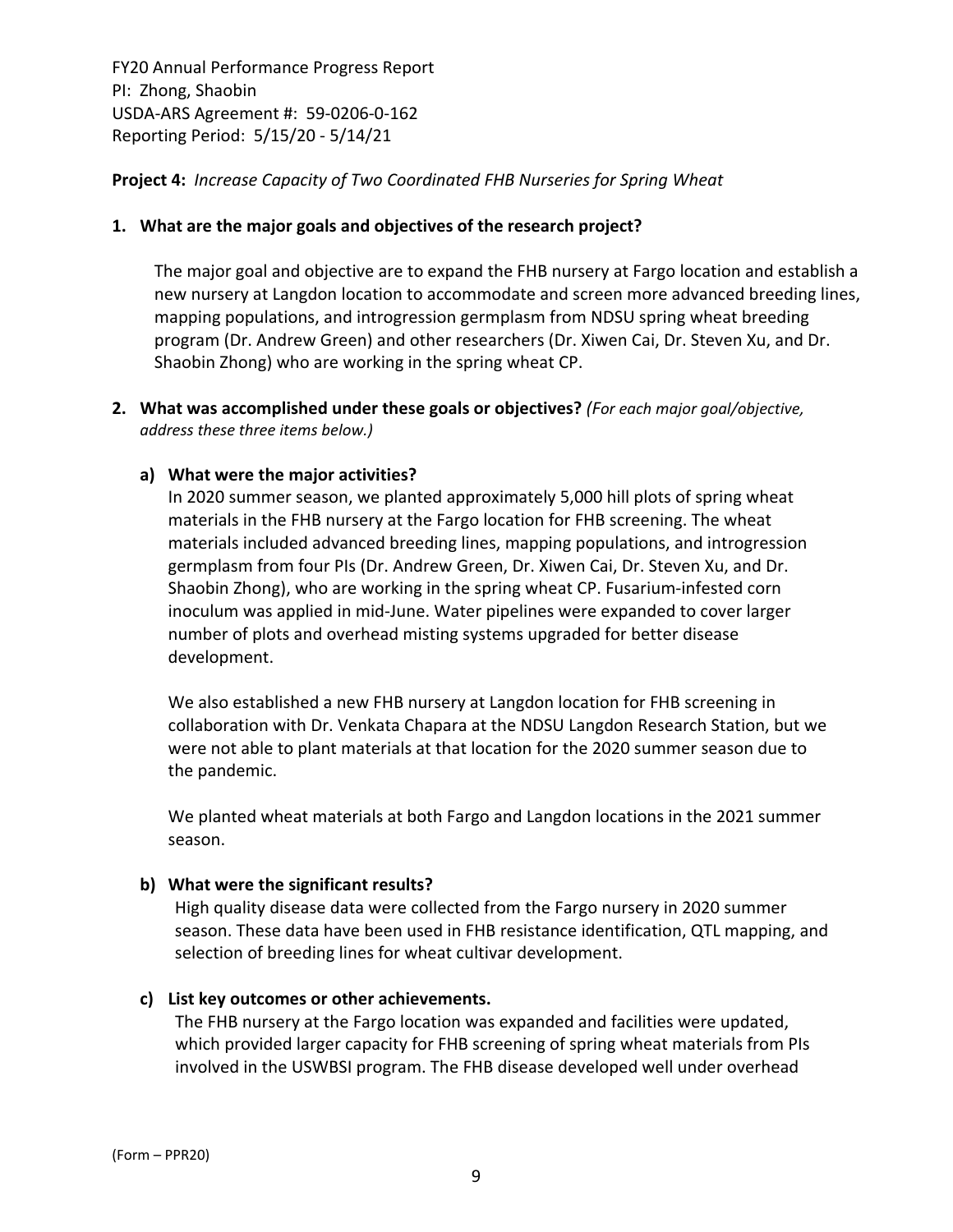FY20 Annual Performance Progress Report
PI: Zhong, Shaobin
USDA-ARS Agreement #: 59-0206-0-162
Reporting Period: 5/15/20 - 5/14/21

**Project 4:** *Increase Capacity of Two Coordinated FHB Nurseries for Spring Wheat*

**1. What are the major goals and objectives of the research project?**

The major goal and objective are to expand the FHB nursery at Fargo location and establish a new nursery at Langdon location to accommodate and screen more advanced breeding lines, mapping populations, and introgression germplasm from NDSU spring wheat breeding program (Dr. Andrew Green) and other researchers (Dr. Xiwen Cai, Dr. Steven Xu, and Dr. Shaobin Zhong) who are working in the spring wheat CP.

**2. What was accomplished under these goals or objectives?** *(For each major goal/objective, address these three items below.)*

**a) What were the major activities?**

In 2020 summer season, we planted approximately 5,000 hill plots of spring wheat materials in the FHB nursery at the Fargo location for FHB screening. The wheat materials included advanced breeding lines, mapping populations, and introgression germplasm from four PIs (Dr. Andrew Green, Dr. Xiwen Cai, Dr. Steven Xu, and Dr. Shaobin Zhong), who are working in the spring wheat CP. Fusarium-infested corn inoculum was applied in mid-June. Water pipelines were expanded to cover larger number of plots and overhead misting systems upgraded for better disease development.

We also established a new FHB nursery at Langdon location for FHB screening in collaboration with Dr. Venkata Chapara at the NDSU Langdon Research Station, but we were not able to plant materials at that location for the 2020 summer season due to the pandemic.

We planted wheat materials at both Fargo and Langdon locations in the 2021 summer season.

**b) What were the significant results?**

High quality disease data were collected from the Fargo nursery in 2020 summer season. These data have been used in FHB resistance identification, QTL mapping, and selection of breeding lines for wheat cultivar development.

**c) List key outcomes or other achievements.**

The FHB nursery at the Fargo location was expanded and facilities were updated, which provided larger capacity for FHB screening of spring wheat materials from PIs involved in the USWBSI program. The FHB disease developed well under overhead

(Form – PPR20)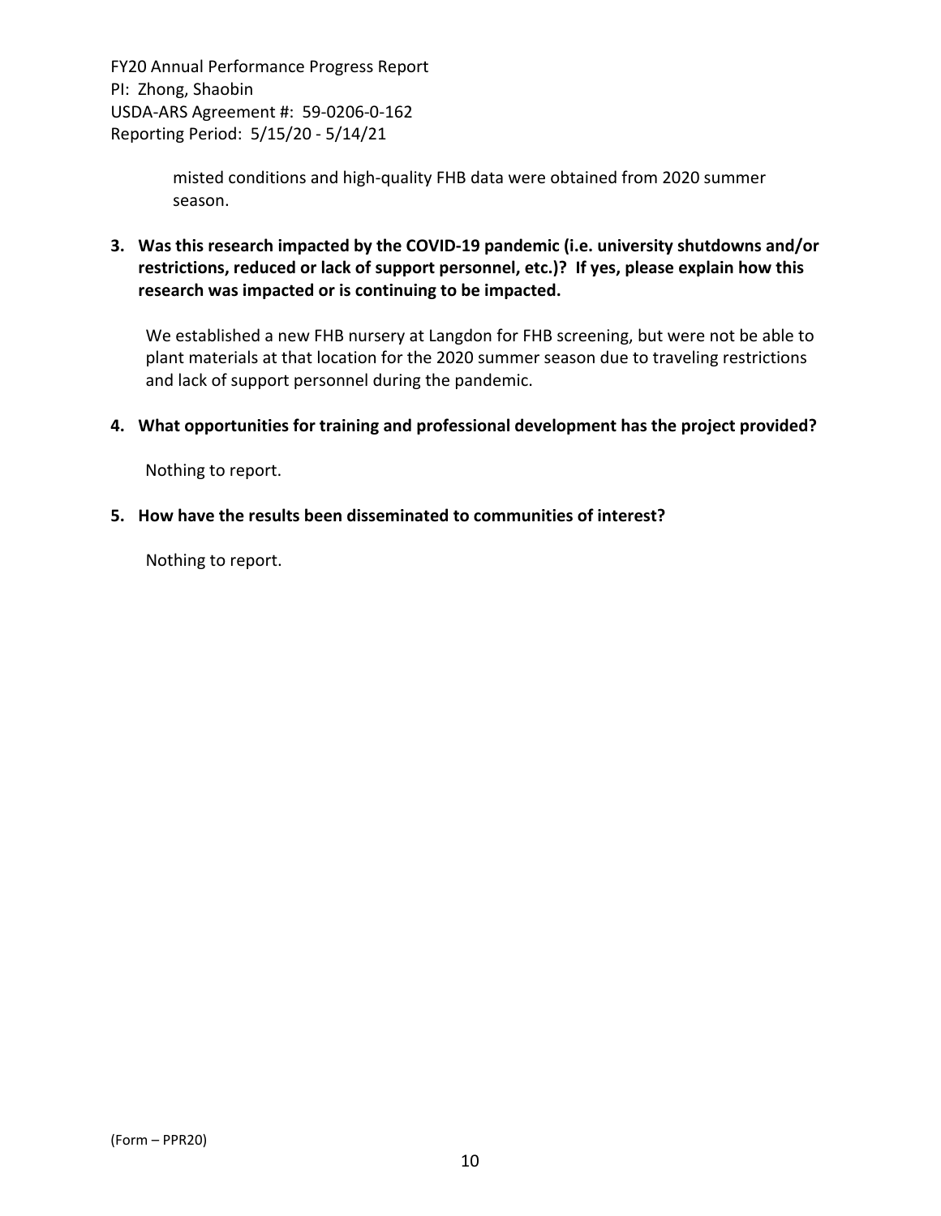misted conditions and high-quality FHB data were obtained from 2020 summer season.

**3. Was this research impacted by the COVID-19 pandemic (i.e. university shutdowns and/or restrictions, reduced or lack of support personnel, etc.)? If yes, please explain how this research was impacted or is continuing to be impacted.**

We established a new FHB nursery at Langdon for FHB screening, but were not be able to plant materials at that location for the 2020 summer season due to traveling restrictions and lack of support personnel during the pandemic.

**4. What opportunities for training and professional development has the project provided?**

Nothing to report.

**5. How have the results been disseminated to communities of interest?**

Nothing to report.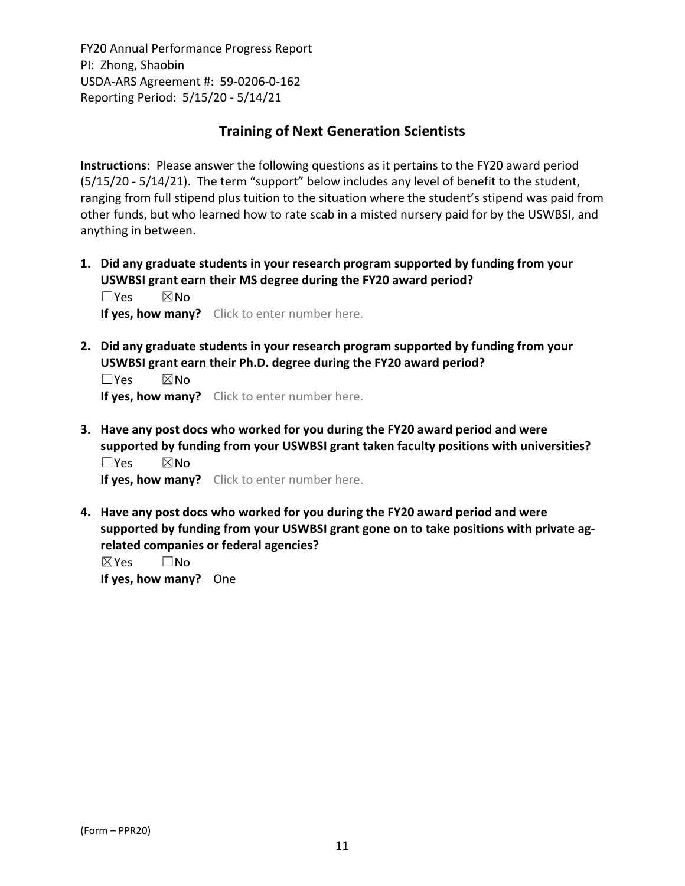## Training of Next Generation Scientists

**Instructions:** Please answer the following questions as it pertains to the FY20 award period (5/15/20 - 5/14/21). The term "support" below includes any level of benefit to the student, ranging from full stipend plus tuition to the situation where the student's stipend was paid from other funds, but who learned how to rate scab in a misted nursery paid for by the USWBSI, and anything in between.

1. **Did any graduate students in your research program supported by funding from your USWBSI grant earn their MS degree during the FY20 award period?**
   ☐Yes ☒No
   **If yes, how many?** Click to enter number here.

2. **Did any graduate students in your research program supported by funding from your USWBSI grant earn their Ph.D. degree during the FY20 award period?**
   ☐Yes ☒No
   **If yes, how many?** Click to enter number here.

3. **Have any post docs who worked for you during the FY20 award period and were supported by funding from your USWBSI grant taken faculty positions with universities?**
   ☐Yes ☒No
   **If yes, how many?** Click to enter number here.

4. **Have any post docs who worked for you during the FY20 award period and were supported by funding from your USWBSI grant gone on to take positions with private ag-related companies or federal agencies?**
   ☒Yes ☐No
   **If yes, how many?** One

(Form – PPR20)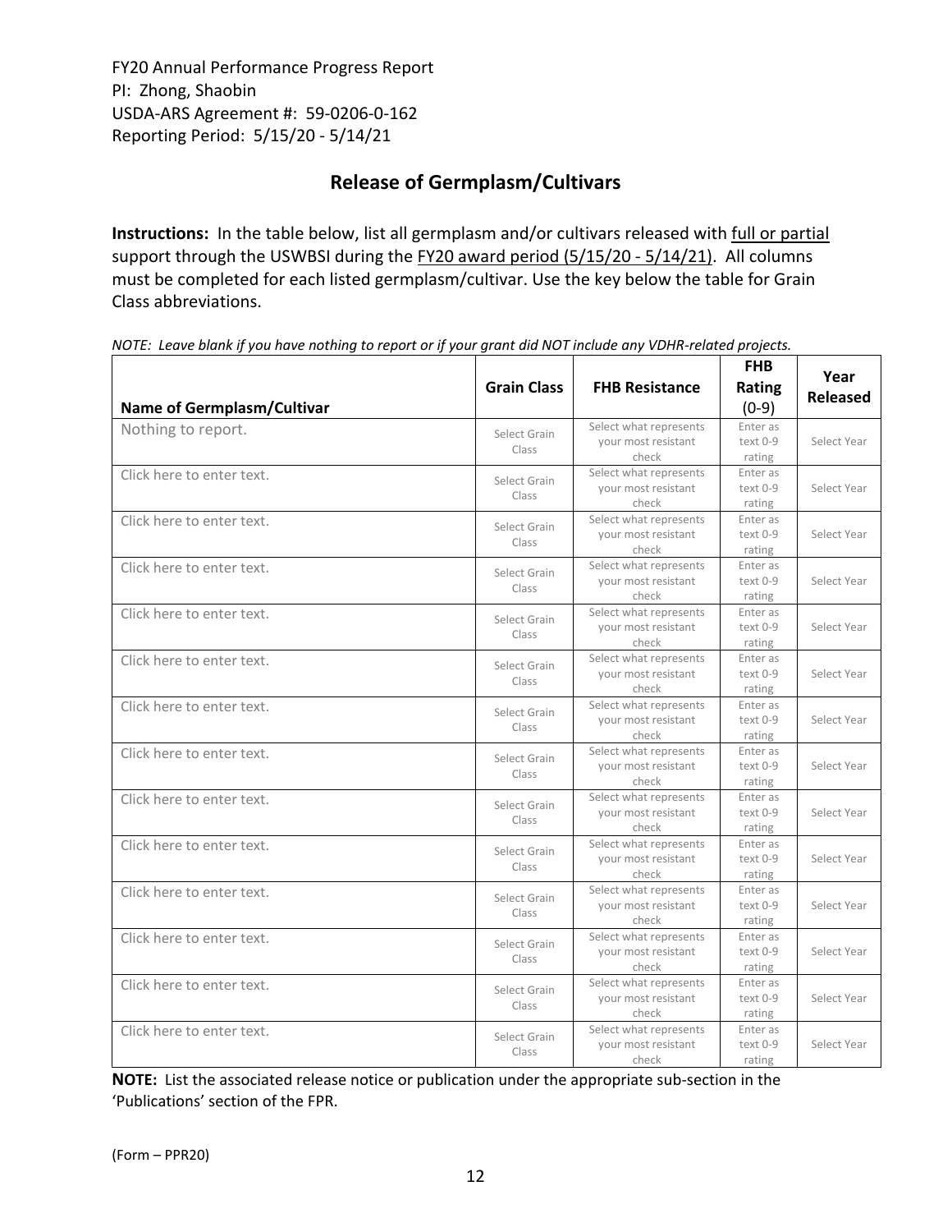FY20 Annual Performance Progress Report
PI: Zhong, Shaobin
USDA-ARS Agreement #: 59-0206-0-162
Reporting Period: 5/15/20 - 5/14/21

## Release of Germplasm/Cultivars

**Instructions:** In the table below, list all germplasm and/or cultivars released with full or partial support through the USWBSI during the FY20 award period (5/15/20 - 5/14/21). All columns must be completed for each listed germplasm/cultivar. Use the key below the table for Grain Class abbreviations.

*NOTE: Leave blank if you have nothing to report or if your grant did NOT include any VDHR-related projects.*

| Name of Germplasm/Cultivar | Grain Class | FHB Resistance | FHB Rating (0-9) | Year Released |
|---|---|---|---|---|
| Nothing to report. | Select Grain Class | Select what represents your most resistant check | Enter as text 0-9 rating | Select Year |
| Click here to enter text. | Select Grain Class | Select what represents your most resistant check | Enter as text 0-9 rating | Select Year |
| Click here to enter text. | Select Grain Class | Select what represents your most resistant check | Enter as text 0-9 rating | Select Year |
| Click here to enter text. | Select Grain Class | Select what represents your most resistant check | Enter as text 0-9 rating | Select Year |
| Click here to enter text. | Select Grain Class | Select what represents your most resistant check | Enter as text 0-9 rating | Select Year |
| Click here to enter text. | Select Grain Class | Select what represents your most resistant check | Enter as text 0-9 rating | Select Year |
| Click here to enter text. | Select Grain Class | Select what represents your most resistant check | Enter as text 0-9 rating | Select Year |
| Click here to enter text. | Select Grain Class | Select what represents your most resistant check | Enter as text 0-9 rating | Select Year |
| Click here to enter text. | Select Grain Class | Select what represents your most resistant check | Enter as text 0-9 rating | Select Year |
| Click here to enter text. | Select Grain Class | Select what represents your most resistant check | Enter as text 0-9 rating | Select Year |
| Click here to enter text. | Select Grain Class | Select what represents your most resistant check | Enter as text 0-9 rating | Select Year |
| Click here to enter text. | Select Grain Class | Select what represents your most resistant check | Enter as text 0-9 rating | Select Year |
| Click here to enter text. | Select Grain Class | Select what represents your most resistant check | Enter as text 0-9 rating | Select Year |
| Click here to enter text. | Select Grain Class | Select what represents your most resistant check | Enter as text 0-9 rating | Select Year |

**NOTE:** List the associated release notice or publication under the appropriate sub-section in the 'Publications' section of the FPR.

(Form – PPR20)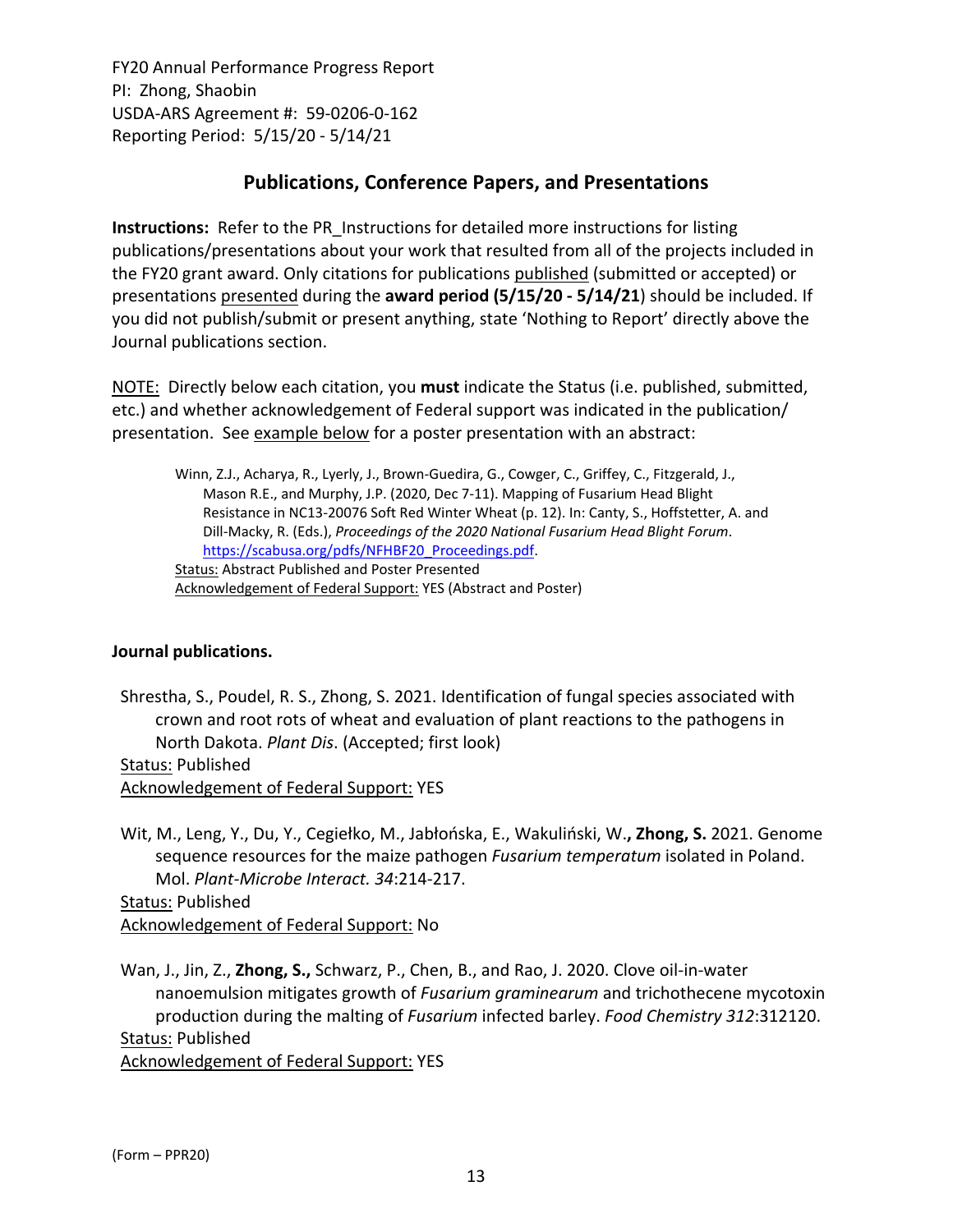FY20 Annual Performance Progress Report
PI: Zhong, Shaobin
USDA-ARS Agreement #: 59-0206-0-162
Reporting Period: 5/15/20 - 5/14/21

## Publications, Conference Papers, and Presentations

**Instructions:** Refer to the PR_Instructions for detailed more instructions for listing publications/presentations about your work that resulted from all of the projects included in the FY20 grant award. Only citations for publications published (submitted or accepted) or presentations presented during the **award period (5/15/20 - 5/14/21)** should be included. If you did not publish/submit or present anything, state 'Nothing to Report' directly above the Journal publications section.

NOTE: Directly below each citation, you **must** indicate the Status (i.e. published, submitted, etc.) and whether acknowledgement of Federal support was indicated in the publication/ presentation. See example below for a poster presentation with an abstract:

> Winn, Z.J., Acharya, R., Lyerly, J., Brown-Guedira, G., Cowger, C., Griffey, C., Fitzgerald, J., Mason R.E., and Murphy, J.P. (2020, Dec 7-11). Mapping of Fusarium Head Blight Resistance in NC13-20076 Soft Red Winter Wheat (p. 12). In: Canty, S., Hoffstetter, A. and Dill-Macky, R. (Eds.), *Proceedings of the 2020 National Fusarium Head Blight Forum*. https://scabusa.org/pdfs/NFHBF20_Proceedings.pdf.
> Status: Abstract Published and Poster Presented
> Acknowledgement of Federal Support: YES (Abstract and Poster)

### Journal publications.

Shrestha, S., Poudel, R. S., Zhong, S. 2021. Identification of fungal species associated with crown and root rots of wheat and evaluation of plant reactions to the pathogens in North Dakota. *Plant Dis*. (Accepted; first look)
Status: Published
Acknowledgement of Federal Support: YES

Wit, M., Leng, Y., Du, Y., Cegiełko, M., Jabłońska, E., Wakuliński, W.**, Zhong, S.** 2021. Genome sequence resources for the maize pathogen *Fusarium temperatum* isolated in Poland. Mol. *Plant-Microbe Interact. 34*:214-217.
Status: Published
Acknowledgement of Federal Support: No

Wan, J., Jin, Z., **Zhong, S.,** Schwarz, P., Chen, B., and Rao, J. 2020. Clove oil-in-water nanoemulsion mitigates growth of *Fusarium graminearum* and trichothecene mycotoxin production during the malting of *Fusarium* infected barley. *Food Chemistry 312*:312120.
Status: Published
Acknowledgement of Federal Support: YES

(Form – PPR20)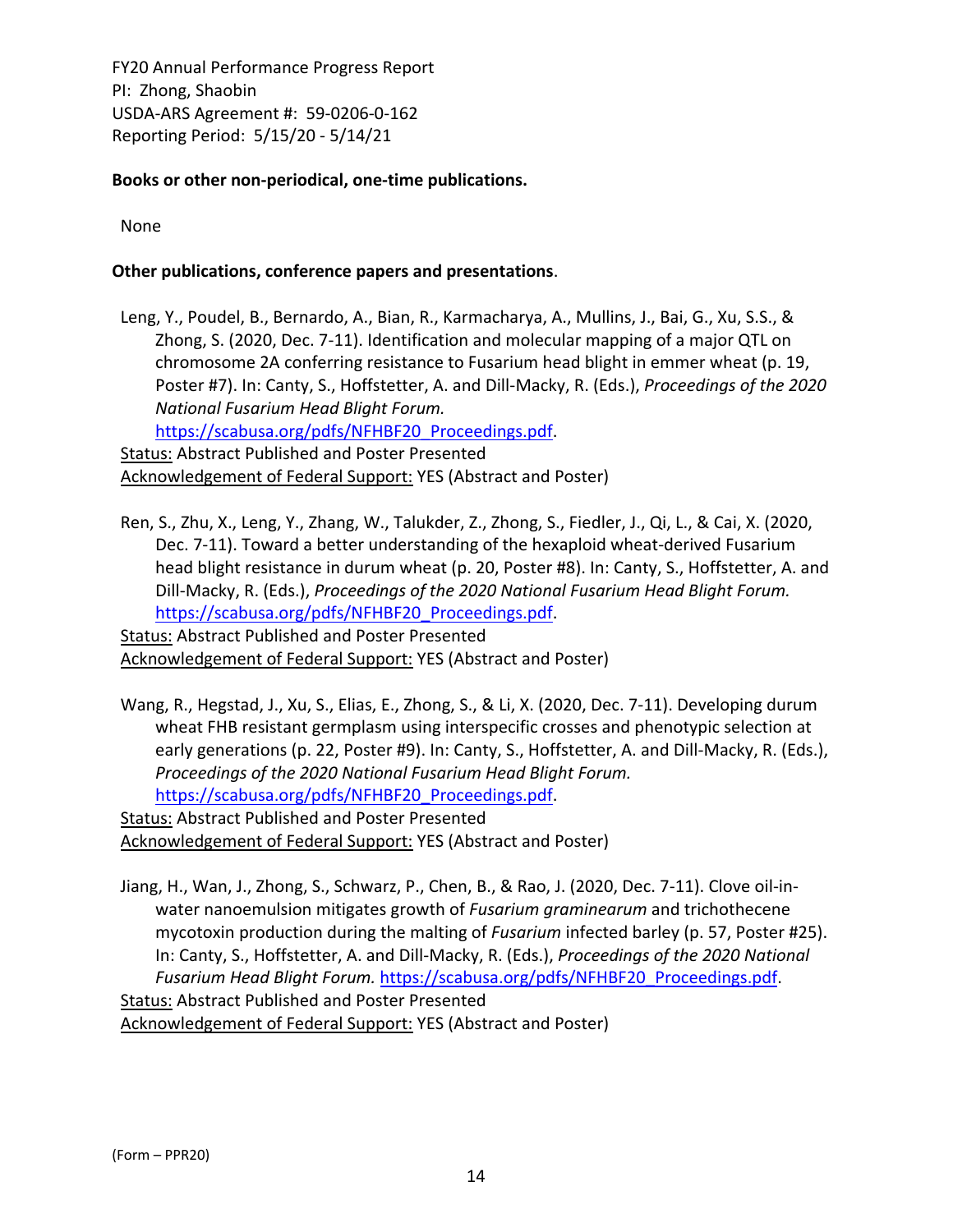FY20 Annual Performance Progress Report
PI: Zhong, Shaobin
USDA-ARS Agreement #: 59-0206-0-162
Reporting Period: 5/15/20 - 5/14/21

**Books or other non-periodical, one-time publications.**

None

**Other publications, conference papers and presentations.**

Leng, Y., Poudel, B., Bernardo, A., Bian, R., Karmacharya, A., Mullins, J., Bai, G., Xu, S.S., & Zhong, S. (2020, Dec. 7-11). Identification and molecular mapping of a major QTL on chromosome 2A conferring resistance to Fusarium head blight in emmer wheat (p. 19, Poster #7). In: Canty, S., Hoffstetter, A. and Dill-Macky, R. (Eds.), *Proceedings of the 2020 National Fusarium Head Blight Forum.* https://scabusa.org/pdfs/NFHBF20_Proceedings.pdf.
Status: Abstract Published and Poster Presented
Acknowledgement of Federal Support: YES (Abstract and Poster)

Ren, S., Zhu, X., Leng, Y., Zhang, W., Talukder, Z., Zhong, S., Fiedler, J., Qi, L., & Cai, X. (2020, Dec. 7-11). Toward a better understanding of the hexaploid wheat-derived Fusarium head blight resistance in durum wheat (p. 20, Poster #8). In: Canty, S., Hoffstetter, A. and Dill-Macky, R. (Eds.), *Proceedings of the 2020 National Fusarium Head Blight Forum.* https://scabusa.org/pdfs/NFHBF20_Proceedings.pdf.
Status: Abstract Published and Poster Presented
Acknowledgement of Federal Support: YES (Abstract and Poster)

Wang, R., Hegstad, J., Xu, S., Elias, E., Zhong, S., & Li, X. (2020, Dec. 7-11). Developing durum wheat FHB resistant germplasm using interspecific crosses and phenotypic selection at early generations (p. 22, Poster #9). In: Canty, S., Hoffstetter, A. and Dill-Macky, R. (Eds.), *Proceedings of the 2020 National Fusarium Head Blight Forum.* https://scabusa.org/pdfs/NFHBF20_Proceedings.pdf.
Status: Abstract Published and Poster Presented
Acknowledgement of Federal Support: YES (Abstract and Poster)

Jiang, H., Wan, J., Zhong, S., Schwarz, P., Chen, B., & Rao, J. (2020, Dec. 7-11). Clove oil-in-water nanoemulsion mitigates growth of *Fusarium graminearum* and trichothecene mycotoxin production during the malting of *Fusarium* infected barley (p. 57, Poster #25). In: Canty, S., Hoffstetter, A. and Dill-Macky, R. (Eds.), *Proceedings of the 2020 National Fusarium Head Blight Forum.* https://scabusa.org/pdfs/NFHBF20_Proceedings.pdf.
Status: Abstract Published and Poster Presented
Acknowledgement of Federal Support: YES (Abstract and Poster)

(Form – PPR20)